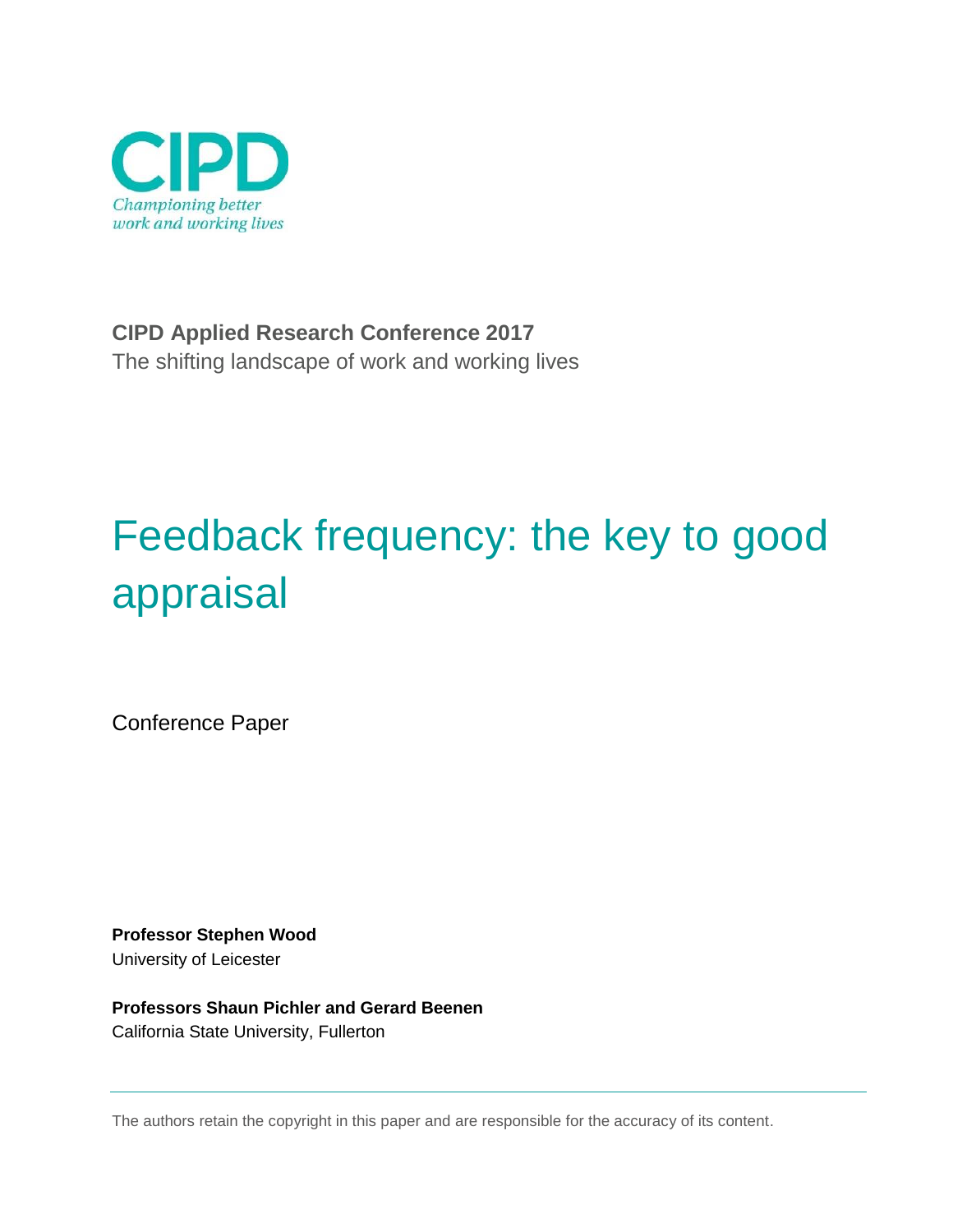CIPD

*Championing better work and working lives*

**CIPD Applied Research Conference 2017**

The shifting landscape of work and working lives

# Feedback frequency: the key to good appraisal

Conference Paper

**Professor Stephen Wood**
University of Leicester

**Professors Shaun Pichler and Gerard Beenen**
California State University, Fullerton

The authors retain the copyright in this paper and are responsible for the accuracy of its content.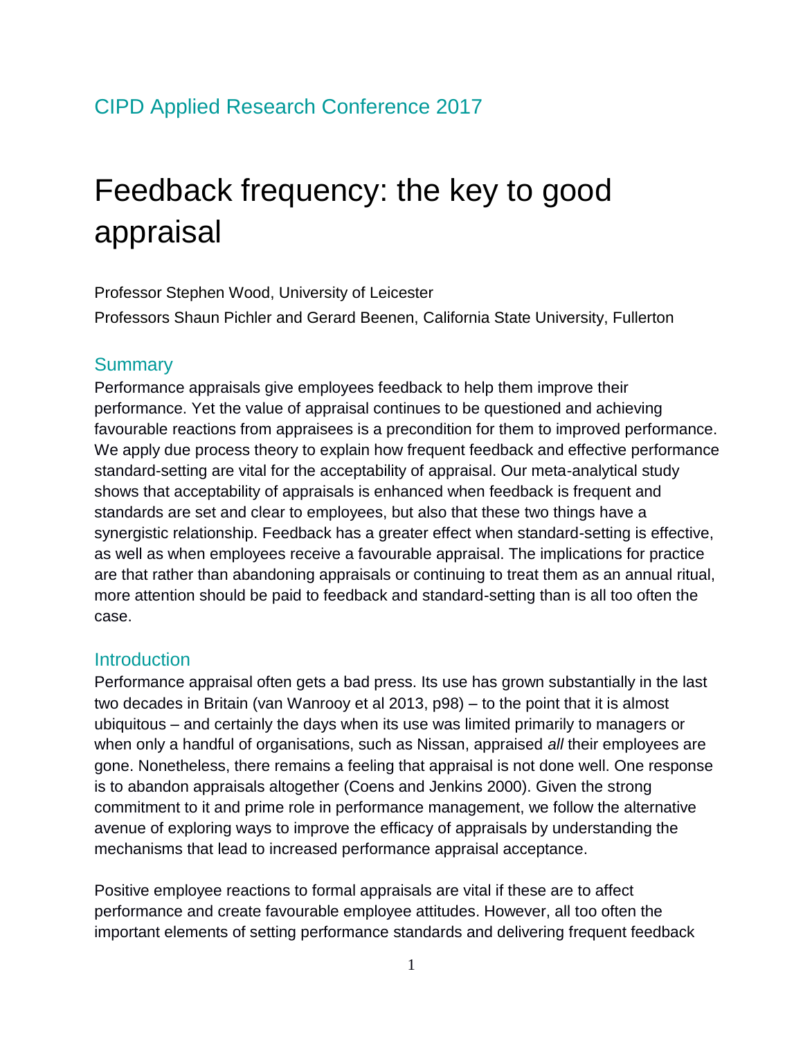CIPD Applied Research Conference 2017

# Feedback frequency: the key to good appraisal

Professor Stephen Wood, University of Leicester

Professors Shaun Pichler and Gerard Beenen, California State University, Fullerton

## Summary

Performance appraisals give employees feedback to help them improve their performance. Yet the value of appraisal continues to be questioned and achieving favourable reactions from appraisees is a precondition for them to improved performance. We apply due process theory to explain how frequent feedback and effective performance standard-setting are vital for the acceptability of appraisal. Our meta-analytical study shows that acceptability of appraisals is enhanced when feedback is frequent and standards are set and clear to employees, but also that these two things have a synergistic relationship. Feedback has a greater effect when standard-setting is effective, as well as when employees receive a favourable appraisal. The implications for practice are that rather than abandoning appraisals or continuing to treat them as an annual ritual, more attention should be paid to feedback and standard-setting than is all too often the case.

## Introduction

Performance appraisal often gets a bad press. Its use has grown substantially in the last two decades in Britain (van Wanrooy et al 2013, p98) – to the point that it is almost ubiquitous – and certainly the days when its use was limited primarily to managers or when only a handful of organisations, such as Nissan, appraised *all* their employees are gone. Nonetheless, there remains a feeling that appraisal is not done well. One response is to abandon appraisals altogether (Coens and Jenkins 2000). Given the strong commitment to it and prime role in performance management, we follow the alternative avenue of exploring ways to improve the efficacy of appraisals by understanding the mechanisms that lead to increased performance appraisal acceptance.

Positive employee reactions to formal appraisals are vital if these are to affect performance and create favourable employee attitudes. However, all too often the important elements of setting performance standards and delivering frequent feedback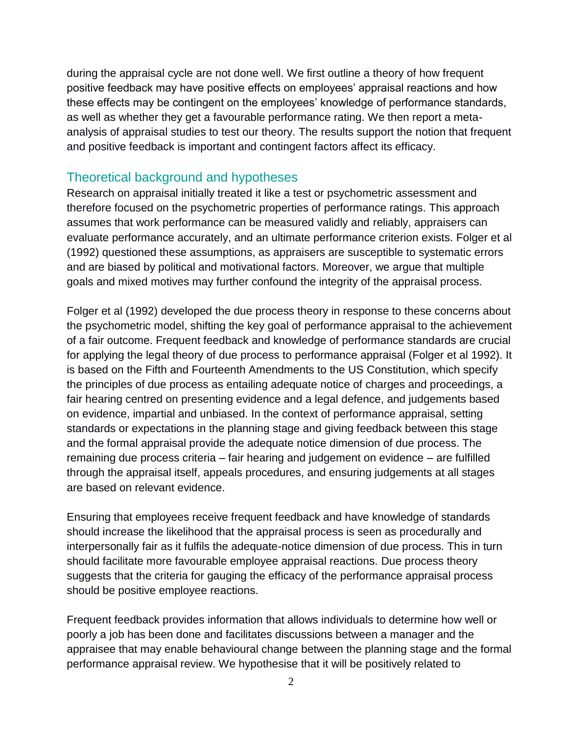during the appraisal cycle are not done well. We first outline a theory of how frequent positive feedback may have positive effects on employees' appraisal reactions and how these effects may be contingent on the employees' knowledge of performance standards, as well as whether they get a favourable performance rating. We then report a meta-analysis of appraisal studies to test our theory. The results support the notion that frequent and positive feedback is important and contingent factors affect its efficacy.

## Theoretical background and hypotheses

Research on appraisal initially treated it like a test or psychometric assessment and therefore focused on the psychometric properties of performance ratings. This approach assumes that work performance can be measured validly and reliably, appraisers can evaluate performance accurately, and an ultimate performance criterion exists. Folger et al (1992) questioned these assumptions, as appraisers are susceptible to systematic errors and are biased by political and motivational factors. Moreover, we argue that multiple goals and mixed motives may further confound the integrity of the appraisal process.

Folger et al (1992) developed the due process theory in response to these concerns about the psychometric model, shifting the key goal of performance appraisal to the achievement of a fair outcome. Frequent feedback and knowledge of performance standards are crucial for applying the legal theory of due process to performance appraisal (Folger et al 1992). It is based on the Fifth and Fourteenth Amendments to the US Constitution, which specify the principles of due process as entailing adequate notice of charges and proceedings, a fair hearing centred on presenting evidence and a legal defence, and judgements based on evidence, impartial and unbiased. In the context of performance appraisal, setting standards or expectations in the planning stage and giving feedback between this stage and the formal appraisal provide the adequate notice dimension of due process. The remaining due process criteria – fair hearing and judgement on evidence – are fulfilled through the appraisal itself, appeals procedures, and ensuring judgements at all stages are based on relevant evidence.

Ensuring that employees receive frequent feedback and have knowledge of standards should increase the likelihood that the appraisal process is seen as procedurally and interpersonally fair as it fulfils the adequate-notice dimension of due process. This in turn should facilitate more favourable employee appraisal reactions. Due process theory suggests that the criteria for gauging the efficacy of the performance appraisal process should be positive employee reactions.

Frequent feedback provides information that allows individuals to determine how well or poorly a job has been done and facilitates discussions between a manager and the appraisee that may enable behavioural change between the planning stage and the formal performance appraisal review. We hypothesise that it will be positively related to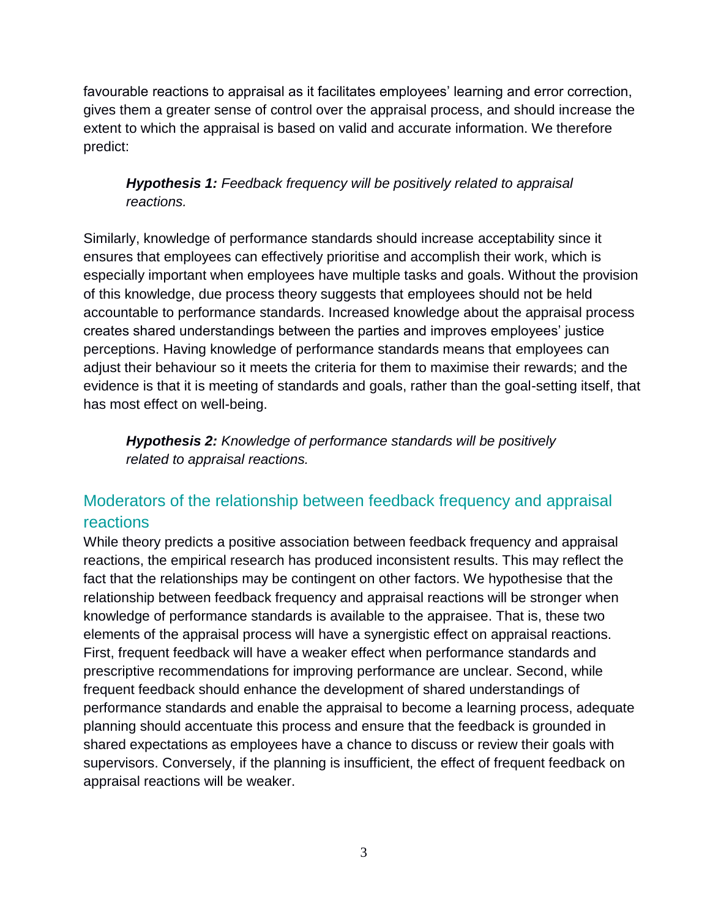favourable reactions to appraisal as it facilitates employees' learning and error correction, gives them a greater sense of control over the appraisal process, and should increase the extent to which the appraisal is based on valid and accurate information. We therefore predict:

> ***Hypothesis 1:*** *Feedback frequency will be positively related to appraisal reactions.*

Similarly, knowledge of performance standards should increase acceptability since it ensures that employees can effectively prioritise and accomplish their work, which is especially important when employees have multiple tasks and goals. Without the provision of this knowledge, due process theory suggests that employees should not be held accountable to performance standards. Increased knowledge about the appraisal process creates shared understandings between the parties and improves employees' justice perceptions. Having knowledge of performance standards means that employees can adjust their behaviour so it meets the criteria for them to maximise their rewards; and the evidence is that it is meeting of standards and goals, rather than the goal-setting itself, that has most effect on well-being.

> ***Hypothesis 2:*** *Knowledge of performance standards will be positively related to appraisal reactions.*

## Moderators of the relationship between feedback frequency and appraisal reactions

While theory predicts a positive association between feedback frequency and appraisal reactions, the empirical research has produced inconsistent results. This may reflect the fact that the relationships may be contingent on other factors. We hypothesise that the relationship between feedback frequency and appraisal reactions will be stronger when knowledge of performance standards is available to the appraisee. That is, these two elements of the appraisal process will have a synergistic effect on appraisal reactions. First, frequent feedback will have a weaker effect when performance standards and prescriptive recommendations for improving performance are unclear. Second, while frequent feedback should enhance the development of shared understandings of performance standards and enable the appraisal to become a learning process, adequate planning should accentuate this process and ensure that the feedback is grounded in shared expectations as employees have a chance to discuss or review their goals with supervisors. Conversely, if the planning is insufficient, the effect of frequent feedback on appraisal reactions will be weaker.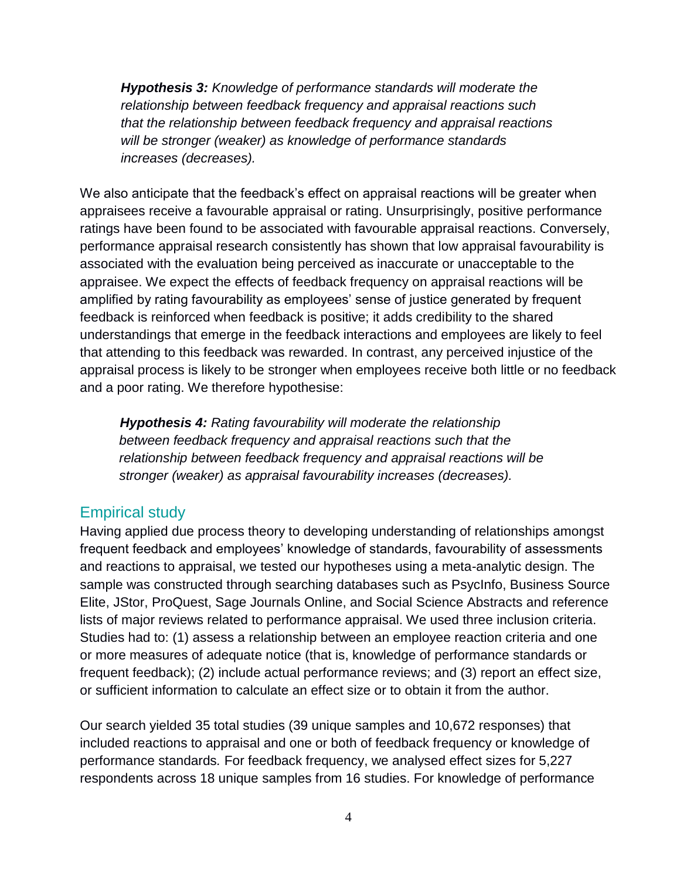> ***Hypothesis 3:*** *Knowledge of performance standards will moderate the relationship between feedback frequency and appraisal reactions such that the relationship between feedback frequency and appraisal reactions will be stronger (weaker) as knowledge of performance standards increases (decreases).*

We also anticipate that the feedback's effect on appraisal reactions will be greater when appraisees receive a favourable appraisal or rating. Unsurprisingly, positive performance ratings have been found to be associated with favourable appraisal reactions. Conversely, performance appraisal research consistently has shown that low appraisal favourability is associated with the evaluation being perceived as inaccurate or unacceptable to the appraisee. We expect the effects of feedback frequency on appraisal reactions will be amplified by rating favourability as employees' sense of justice generated by frequent feedback is reinforced when feedback is positive; it adds credibility to the shared understandings that emerge in the feedback interactions and employees are likely to feel that attending to this feedback was rewarded. In contrast, any perceived injustice of the appraisal process is likely to be stronger when employees receive both little or no feedback and a poor rating. We therefore hypothesise:

> ***Hypothesis 4:*** *Rating favourability will moderate the relationship between feedback frequency and appraisal reactions such that the relationship between feedback frequency and appraisal reactions will be stronger (weaker) as appraisal favourability increases (decreases).*

## Empirical study

Having applied due process theory to developing understanding of relationships amongst frequent feedback and employees' knowledge of standards, favourability of assessments and reactions to appraisal, we tested our hypotheses using a meta-analytic design. The sample was constructed through searching databases such as PsycInfo, Business Source Elite, JStor, ProQuest, Sage Journals Online, and Social Science Abstracts and reference lists of major reviews related to performance appraisal. We used three inclusion criteria. Studies had to: (1) assess a relationship between an employee reaction criteria and one or more measures of adequate notice (that is, knowledge of performance standards or frequent feedback); (2) include actual performance reviews; and (3) report an effect size, or sufficient information to calculate an effect size or to obtain it from the author.

Our search yielded 35 total studies (39 unique samples and 10,672 responses) that included reactions to appraisal and one or both of feedback frequency or knowledge of performance standards. For feedback frequency, we analysed effect sizes for 5,227 respondents across 18 unique samples from 16 studies. For knowledge of performance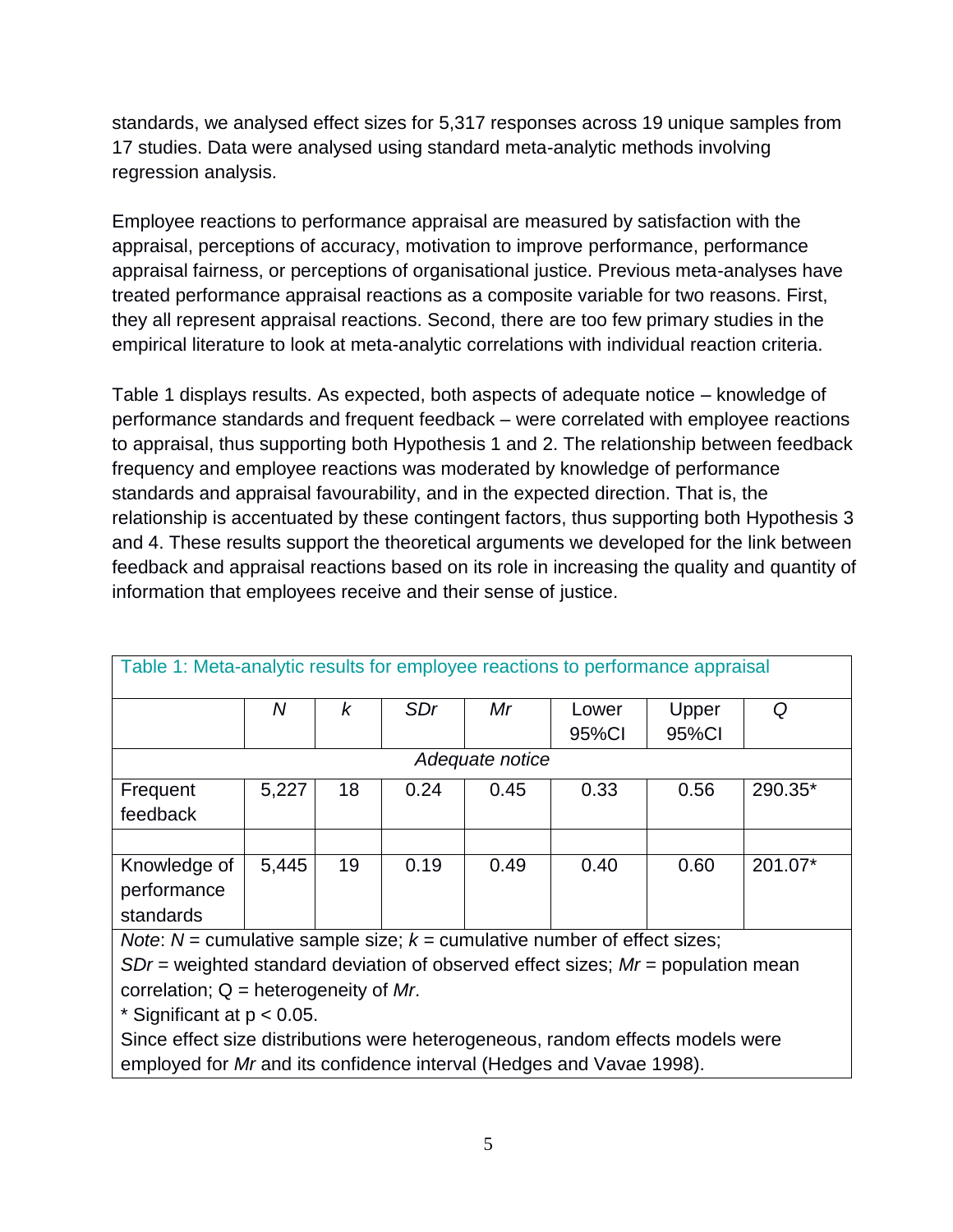standards, we analysed effect sizes for 5,317 responses across 19 unique samples from 17 studies. Data were analysed using standard meta-analytic methods involving regression analysis.

Employee reactions to performance appraisal are measured by satisfaction with the appraisal, perceptions of accuracy, motivation to improve performance, performance appraisal fairness, or perceptions of organisational justice. Previous meta-analyses have treated performance appraisal reactions as a composite variable for two reasons. First, they all represent appraisal reactions. Second, there are too few primary studies in the empirical literature to look at meta-analytic correlations with individual reaction criteria.

Table 1 displays results. As expected, both aspects of adequate notice – knowledge of performance standards and frequent feedback – were correlated with employee reactions to appraisal, thus supporting both Hypothesis 1 and 2. The relationship between feedback frequency and employee reactions was moderated by knowledge of performance standards and appraisal favourability, and in the expected direction. That is, the relationship is accentuated by these contingent factors, thus supporting both Hypothesis 3 and 4. These results support the theoretical arguments we developed for the link between feedback and appraisal reactions based on its role in increasing the quality and quantity of information that employees receive and their sense of justice.

Table 1: Meta-analytic results for employee reactions to performance appraisal

| | *N* | *k* | *SDr* | *Mr* | Lower 95%CI | Upper 95%CI | *Q* |
|---|---|---|---|---|---|---|---|
| | | | | *Adequate notice* | | | |
| Frequent feedback | 5,227 | 18 | 0.24 | 0.45 | 0.33 | 0.56 | 290.35* |
| | | | | | | | |
| Knowledge of performance standards | 5,445 | 19 | 0.19 | 0.49 | 0.40 | 0.60 | 201.07* |

*Note*: *N* = cumulative sample size; *k* = cumulative number of effect sizes; *SDr* = weighted standard deviation of observed effect sizes; *Mr* = population mean correlation; Q = heterogeneity of *Mr*.
* Significant at $p < 0.05$.
Since effect size distributions were heterogeneous, random effects models were employed for *Mr* and its confidence interval (Hedges and Vavae 1998).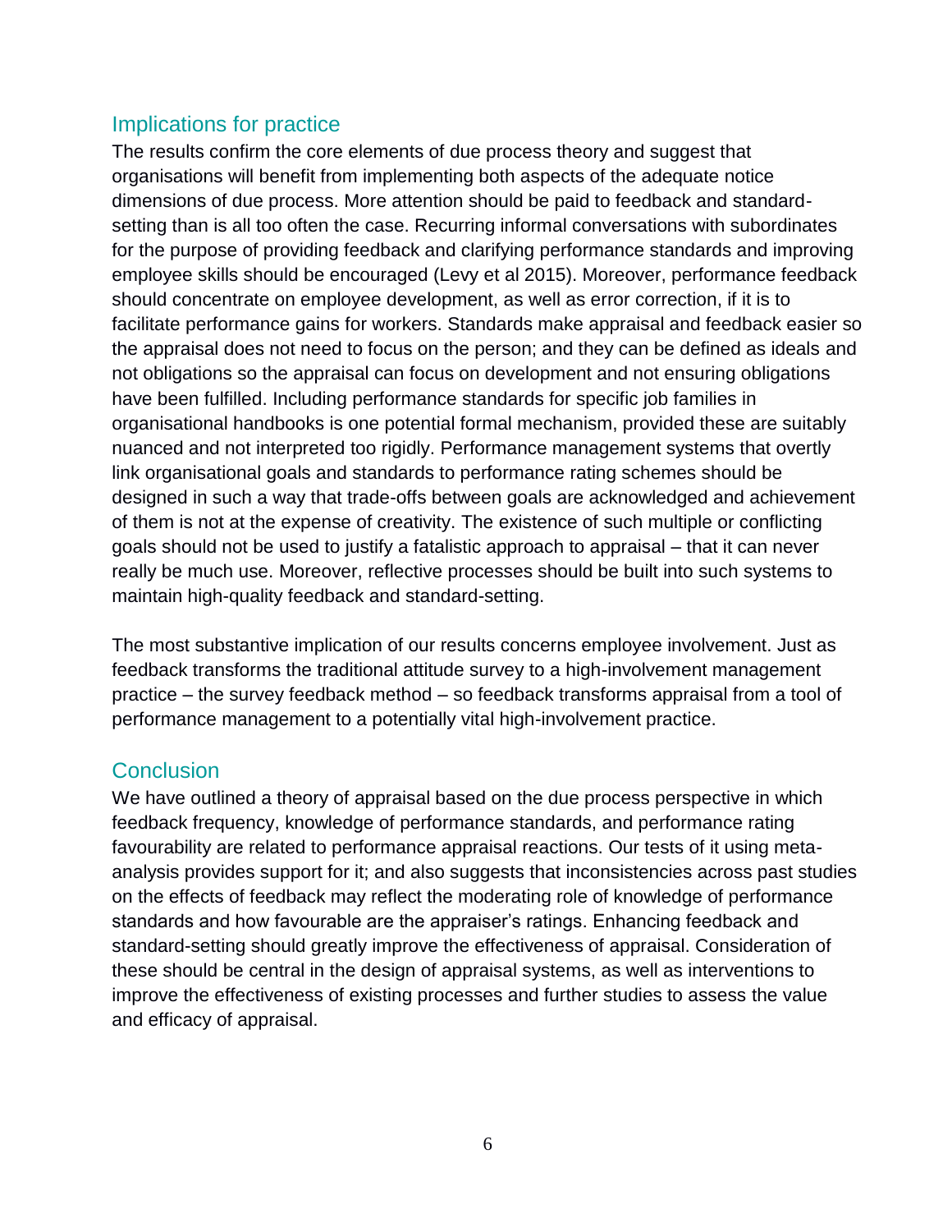## Implications for practice

The results confirm the core elements of due process theory and suggest that organisations will benefit from implementing both aspects of the adequate notice dimensions of due process. More attention should be paid to feedback and standard-setting than is all too often the case. Recurring informal conversations with subordinates for the purpose of providing feedback and clarifying performance standards and improving employee skills should be encouraged (Levy et al 2015). Moreover, performance feedback should concentrate on employee development, as well as error correction, if it is to facilitate performance gains for workers. Standards make appraisal and feedback easier so the appraisal does not need to focus on the person; and they can be defined as ideals and not obligations so the appraisal can focus on development and not ensuring obligations have been fulfilled. Including performance standards for specific job families in organisational handbooks is one potential formal mechanism, provided these are suitably nuanced and not interpreted too rigidly. Performance management systems that overtly link organisational goals and standards to performance rating schemes should be designed in such a way that trade-offs between goals are acknowledged and achievement of them is not at the expense of creativity. The existence of such multiple or conflicting goals should not be used to justify a fatalistic approach to appraisal – that it can never really be much use. Moreover, reflective processes should be built into such systems to maintain high-quality feedback and standard-setting.

The most substantive implication of our results concerns employee involvement. Just as feedback transforms the traditional attitude survey to a high-involvement management practice – the survey feedback method – so feedback transforms appraisal from a tool of performance management to a potentially vital high-involvement practice.

## Conclusion

We have outlined a theory of appraisal based on the due process perspective in which feedback frequency, knowledge of performance standards, and performance rating favourability are related to performance appraisal reactions. Our tests of it using meta-analysis provides support for it; and also suggests that inconsistencies across past studies on the effects of feedback may reflect the moderating role of knowledge of performance standards and how favourable are the appraiser's ratings. Enhancing feedback and standard-setting should greatly improve the effectiveness of appraisal. Consideration of these should be central in the design of appraisal systems, as well as interventions to improve the effectiveness of existing processes and further studies to assess the value and efficacy of appraisal.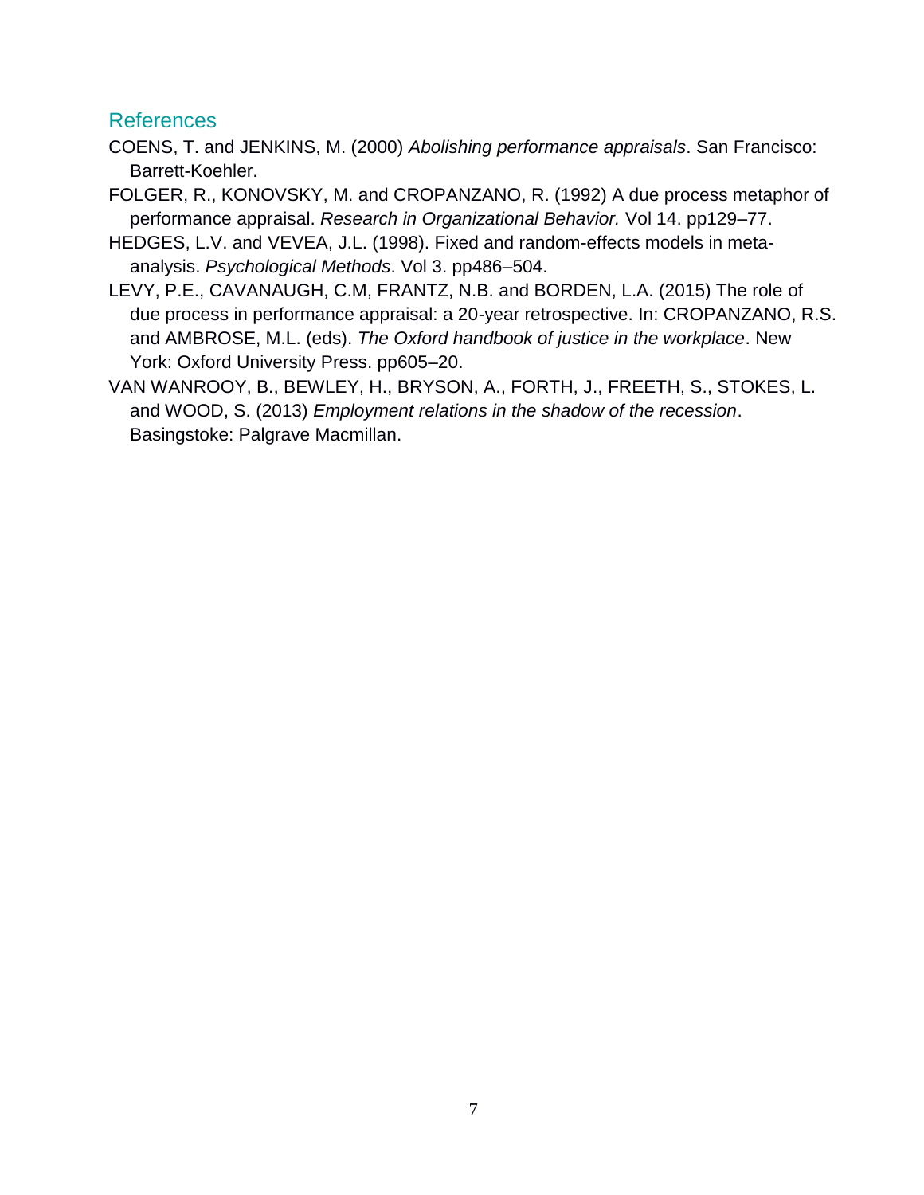## References

COENS, T. and JENKINS, M. (2000) *Abolishing performance appraisals*. San Francisco: Barrett-Koehler.

FOLGER, R., KONOVSKY, M. and CROPANZANO, R. (1992) A due process metaphor of performance appraisal. *Research in Organizational Behavior.* Vol 14. pp129–77.

HEDGES, L.V. and VEVEA, J.L. (1998). Fixed and random-effects models in meta-analysis. *Psychological Methods*. Vol 3. pp486–504.

LEVY, P.E., CAVANAUGH, C.M, FRANTZ, N.B. and BORDEN, L.A. (2015) The role of due process in performance appraisal: a 20-year retrospective. In: CROPANZANO, R.S. and AMBROSE, M.L. (eds). *The Oxford handbook of justice in the workplace*. New York: Oxford University Press. pp605–20.

VAN WANROOY, B., BEWLEY, H., BRYSON, A., FORTH, J., FREETH, S., STOKES, L. and WOOD, S. (2013) *Employment relations in the shadow of the recession*. Basingstoke: Palgrave Macmillan.